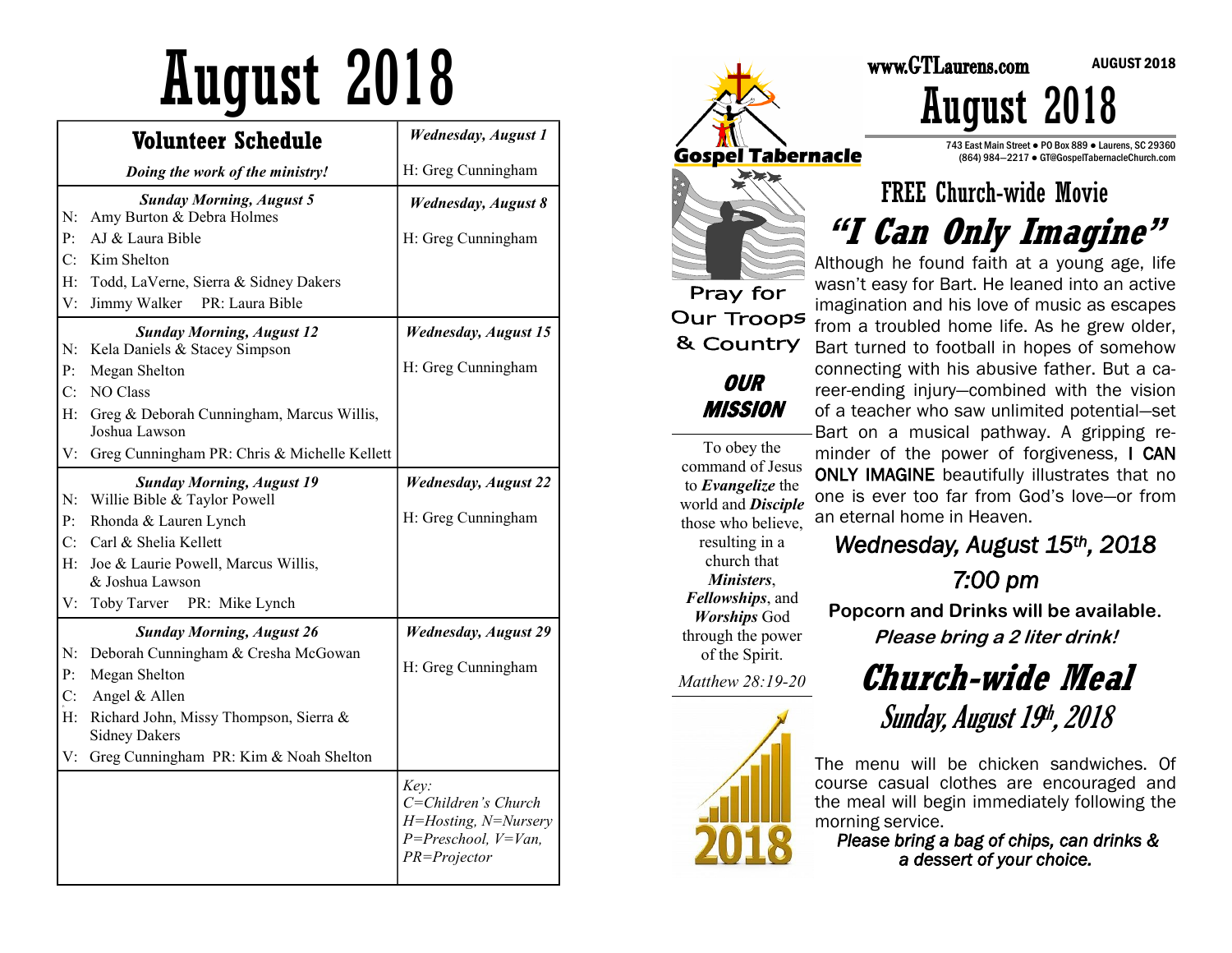# August 2018

| Volunteer Schedule *Doing the work of the ministry!* | |
|---|---|
| ***Sunday Morning, August 5*** | ***Wednesday, August 1*** H: Greg Cunningham |
| N: Amy Burton & Debra Holmes<br>P: AJ & Laura Bible<br>C: Kim Shelton<br>H: Todd, LaVerne, Sierra & Sidney Dakers<br>V: Jimmy Walker PR: Laura Bible | ***Wednesday, August 8*** H: Greg Cunningham |
| ***Sunday Morning, August 12***<br>N: Kela Daniels & Stacey Simpson<br>P: Megan Shelton<br>C: NO Class<br>H: Greg & Deborah Cunningham, Marcus Willis, Joshua Lawson<br>V: Greg Cunningham PR: Chris & Michelle Kellett | ***Wednesday, August 15*** H: Greg Cunningham |
| ***Sunday Morning, August 19***<br>N: Willie Bible & Taylor Powell<br>P: Rhonda & Lauren Lynch<br>C: Carl & Shelia Kellett<br>H: Joe & Laurie Powell, Marcus Willis, & Joshua Lawson<br>V: Toby Tarver PR: Mike Lynch | ***Wednesday, August 22*** H: Greg Cunningham |
| ***Sunday Morning, August 26***<br>N: Deborah Cunningham & Cresha McGowan<br>P: Megan Shelton<br>C: Angel & Allen<br>H: Richard John, Missy Thompson, Sierra & Sidney Dakers<br>V: Greg Cunningham PR: Kim & Noah Shelton | ***Wednesday, August 29*** H: Greg Cunningham |
| | *Key: C=Children's Church H=Hosting, N=Nursery P=Preschool, V=Van, PR=Projector* |

**Gospel Tabernacle**

Pray for Our Troops & Country

***OUR MISSION***

To obey the command of Jesus to ***Evangelize*** the world and ***Disciple*** those who believe, resulting in a church that ***Ministers***, ***Fellowships***, and ***Worships*** God through the power of the Spirit.

*Matthew 28:19-20*

www.GTLaurens.com AUGUST 2018

# August 2018

743 East Main Street ● PO Box 889 ● Laurens, SC 29360
(864) 984—2217 ● GT@GospelTabernacleChurch.com

## FREE Church-wide Movie

## *"I Can Only Imagine"*

Although he found faith at a young age, life wasn't easy for Bart. He leaned into an active imagination and his love of music as escapes from a troubled home life. As he grew older, Bart turned to football in hopes of somehow connecting with his abusive father. But a career-ending injury—combined with the vision of a teacher who saw unlimited potential—set Bart on a musical pathway. A gripping reminder of the power of forgiveness, I CAN ONLY IMAGINE beautifully illustrates that no one is ever too far from God's love—or from an eternal home in Heaven.

*Wednesday, August 15th, 2018*

*7:00 pm*

**Popcorn and Drinks will be available.**

***Please bring a 2 liter drink!***

## *Church-wide Meal*

### *Sunday, August 19th, 2018*

The menu will be chicken sandwiches. Of course casual clothes are encouraged and the meal will begin immediately following the morning service.

*Please bring a bag of chips, can drinks & a dessert of your choice.*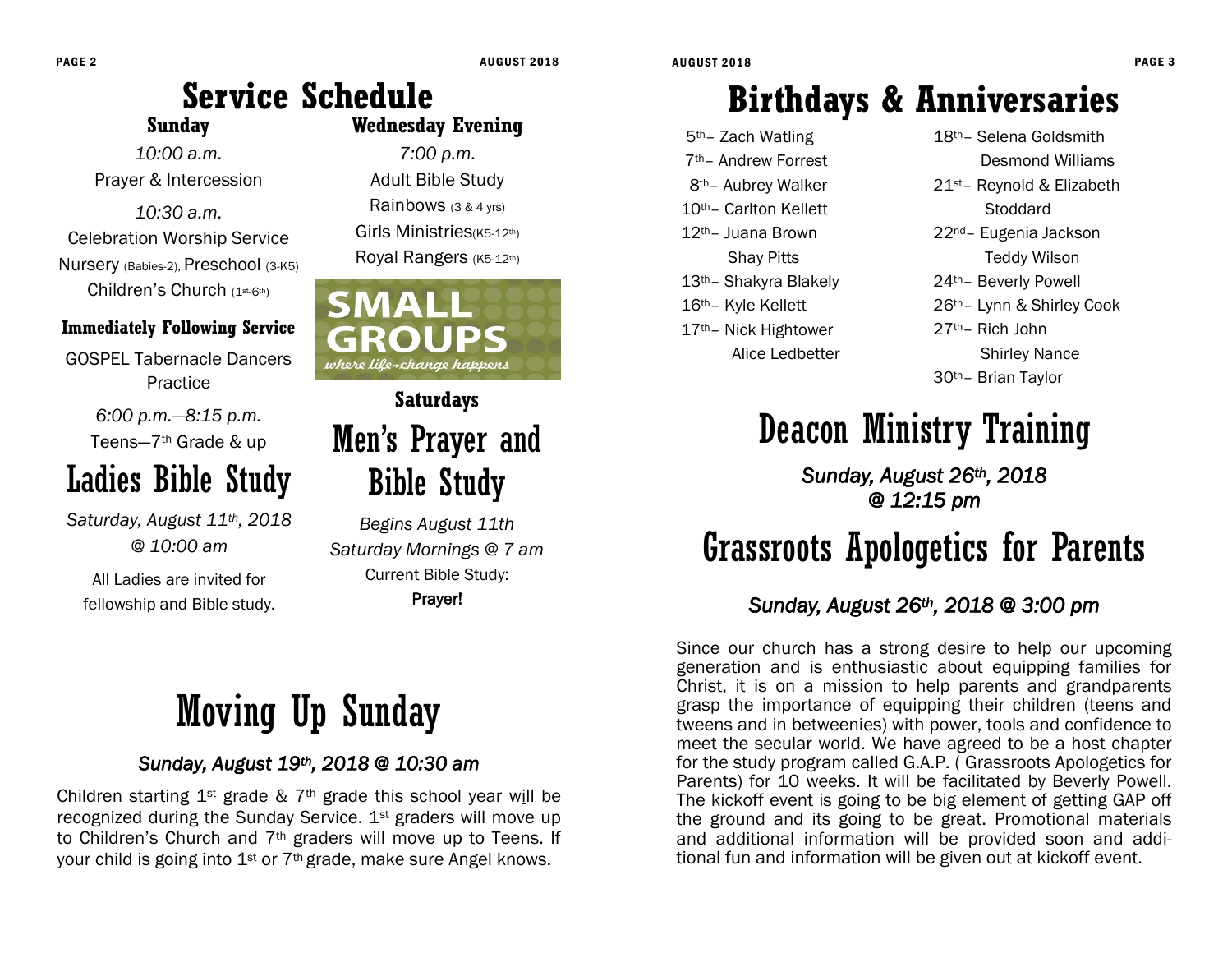# Service Schedule

## Sunday

*10:00 a.m.*

Prayer & Intercession

*10:30 a.m.*

Celebration Worship Service

Nursery (Babies-2), Preschool (3-K5)

Children's Church (1st-6th)

### Immediately Following Service

GOSPEL Tabernacle Dancers Practice

*6:00 p.m.—8:15 p.m.*

Teens—7th Grade & up

## Wednesday Evening

*7:00 p.m.*

Adult Bible Study

Rainbows (3 & 4 yrs)

Girls Ministries(K5-12th)

Royal Rangers (K5-12th)

SMALL GROUPS
*where life-change happens*

# Ladies Bible Study

*Saturday, August 11th, 2018 @ 10:00 am*

All Ladies are invited for fellowship and Bible study.

### Saturdays

# Men's Prayer and Bible Study

*Begins August 11th*

*Saturday Mornings @ 7 am*

Current Bible Study:

Prayer!

# Moving Up Sunday

*Sunday, August 19th, 2018 @ 10:30 am*

Children starting 1st grade & 7th grade this school year will be recognized during the Sunday Service. 1st graders will move up to Children's Church and 7th graders will move up to Teens. If your child is going into 1st or 7th grade, make sure Angel knows.

# Birthdays & Anniversaries

5th– Zach Watling
7th– Andrew Forrest
8th– Aubrey Walker
10th– Carlton Kellett
12th– Juana Brown
Shay Pitts
13th– Shakyra Blakely
16th– Kyle Kellett
17th– Nick Hightower
Alice Ledbetter
18th– Selena Goldsmith
Desmond Williams
21st– Reynold & Elizabeth Stoddard
22nd– Eugenia Jackson
Teddy Wilson
24th– Beverly Powell
26th– Lynn & Shirley Cook
27th– Rich John
Shirley Nance
30th– Brian Taylor

# Deacon Ministry Training

*Sunday, August 26th, 2018 @ 12:15 pm*

# Grassroots Apologetics for Parents

*Sunday, August 26th, 2018 @ 3:00 pm*

Since our church has a strong desire to help our upcoming generation and is enthusiastic about equipping families for Christ, it is on a mission to help parents and grandparents grasp the importance of equipping their children (teens and tweens and in betweenies) with power, tools and confidence to meet the secular world. We have agreed to be a host chapter for the study program called G.A.P. ( Grassroots Apologetics for Parents) for 10 weeks. It will be facilitated by Beverly Powell. The kickoff event is going to be big element of getting GAP off the ground and its going to be great. Promotional materials and additional information will be provided soon and additional fun and information will be given out at kickoff event.